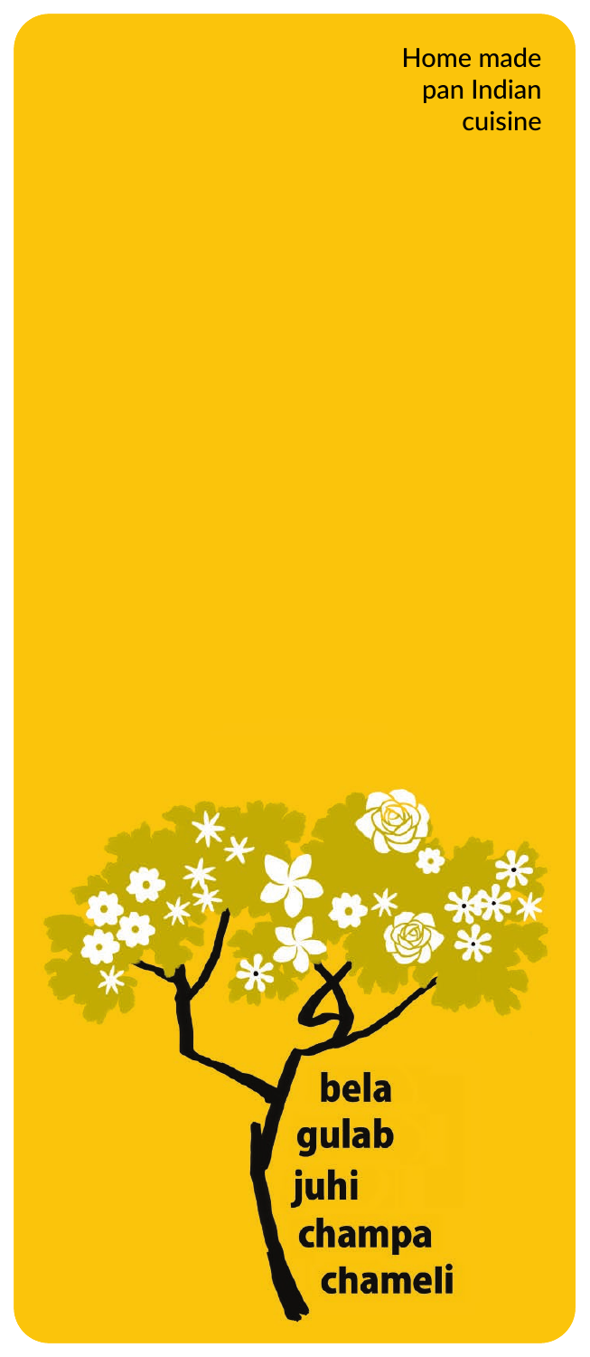Home made
pan Indian
cuisine

bela
gulab
juhi
champa
chameli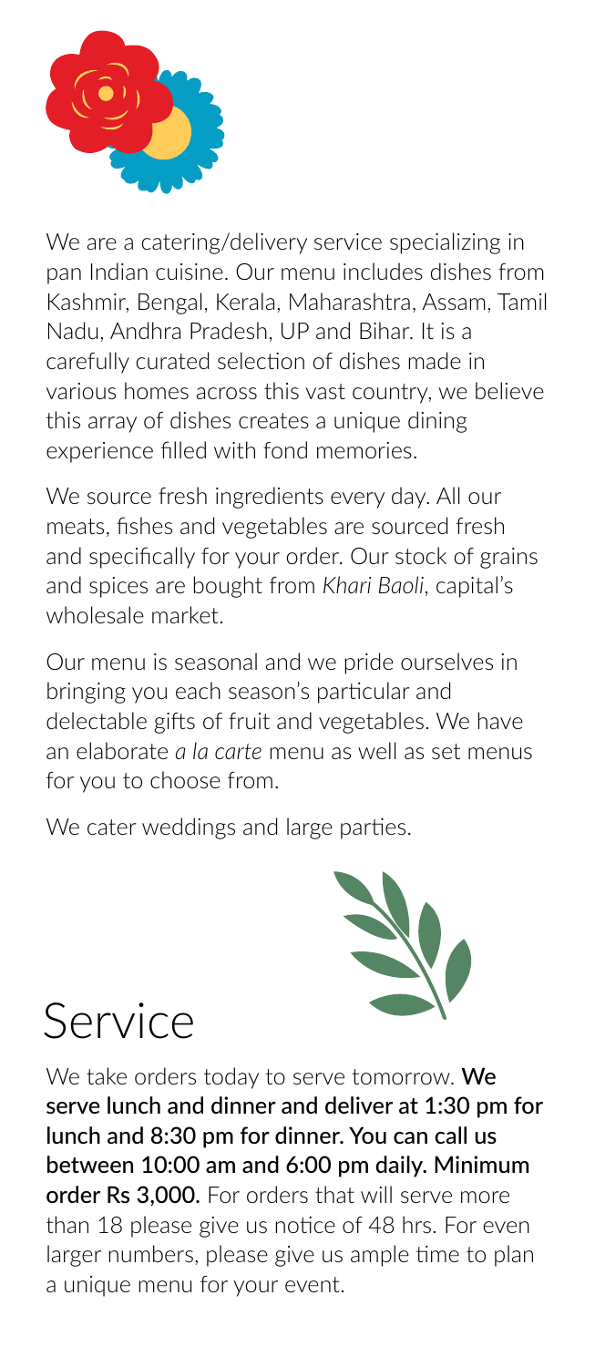We are a catering/delivery service specializing in pan Indian cuisine. Our menu includes dishes from Kashmir, Bengal, Kerala, Maharashtra, Assam, Tamil Nadu, Andhra Pradesh, UP and Bihar. It is a carefully curated selection of dishes made in various homes across this vast country, we believe this array of dishes creates a unique dining experience filled with fond memories.

We source fresh ingredients every day. All our meats, fishes and vegetables are sourced fresh and specifically for your order. Our stock of grains and spices are bought from *Khari Baoli*, capital's wholesale market.

Our menu is seasonal and we pride ourselves in bringing you each season's particular and delectable gifts of fruit and vegetables. We have an elaborate *a la carte* menu as well as set menus for you to choose from.

We cater weddings and large parties.

# Service

We take orders today to serve tomorrow. **We serve lunch and dinner and deliver at 1:30 pm for lunch and 8:30 pm for dinner. You can call us between 10:00 am and 6:00 pm daily. Minimum order Rs 3,000.** For orders that will serve more than 18 please give us notice of 48 hrs. For even larger numbers, please give us ample time to plan a unique menu for your event.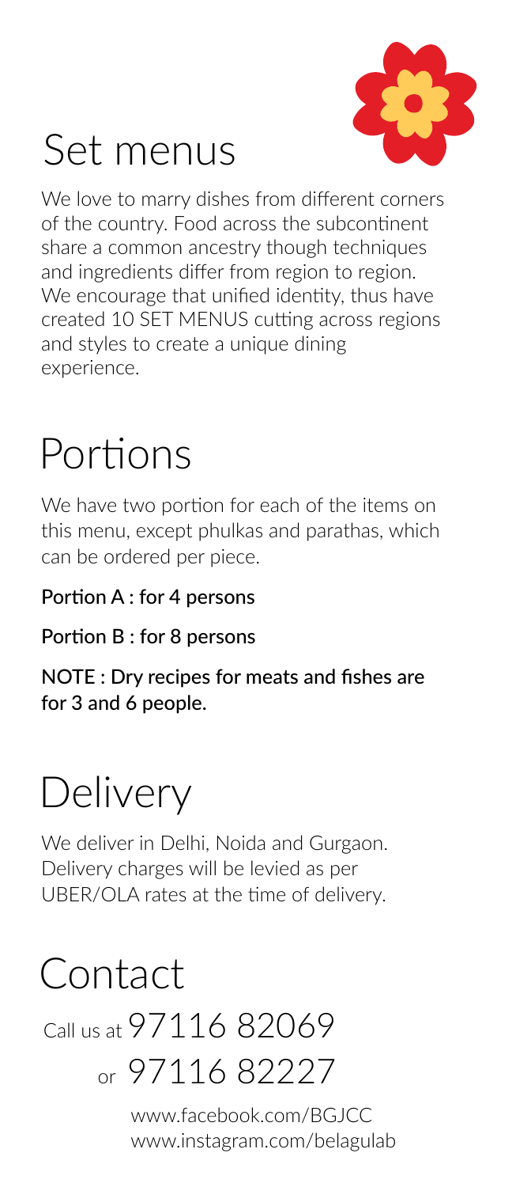# Set menus

We love to marry dishes from different corners of the country. Food across the subcontinent share a common ancestry though techniques and ingredients differ from region to region. We encourage that unified identity, thus have created 10 SET MENUS cutting across regions and styles to create a unique dining experience.

# Portions

We have two portion for each of the items on this menu, except phulkas and parathas, which can be ordered per piece.

**Portion A : for 4 persons**

**Portion B : for 8 persons**

**NOTE : Dry recipes for meats and fishes are for 3 and 6 people.**

# Delivery

We deliver in Delhi, Noida and Gurgaon. Delivery charges will be levied as per UBER/OLA rates at the time of delivery.

# Contact

Call us at 97116 82069

or 97116 82227

www.facebook.com/BGJCC
www.instagram.com/belagulab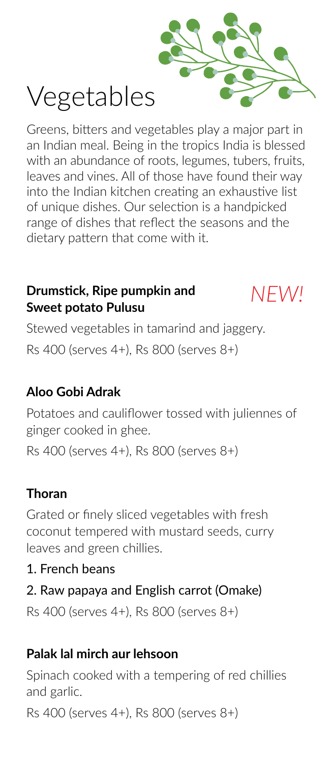# Vegetables

Greens, bitters and vegetables play a major part in an Indian meal. Being in the tropics India is blessed with an abundance of roots, legumes, tubers, fruits, leaves and vines. All of those have found their way into the Indian kitchen creating an exhaustive list of unique dishes. Our selection is a handpicked range of dishes that reflect the seasons and the dietary pattern that come with it.

### Drumstick, Ripe pumpkin and Sweet potato Pulusu *NEW!*

Stewed vegetables in tamarind and jaggery.

Rs 400 (serves 4+), Rs 800 (serves 8+)

### Aloo Gobi Adrak

Potatoes and cauliflower tossed with juliennes of ginger cooked in ghee.

Rs 400 (serves 4+), Rs 800 (serves 8+)

### Thoran

Grated or finely sliced vegetables with fresh coconut tempered with mustard seeds, curry leaves and green chillies.

1. French beans
2. Raw papaya and English carrot (Omake)

Rs 400 (serves 4+), Rs 800 (serves 8+)

### Palak lal mirch aur lehsoon

Spinach cooked with a tempering of red chillies and garlic.

Rs 400 (serves 4+), Rs 800 (serves 8+)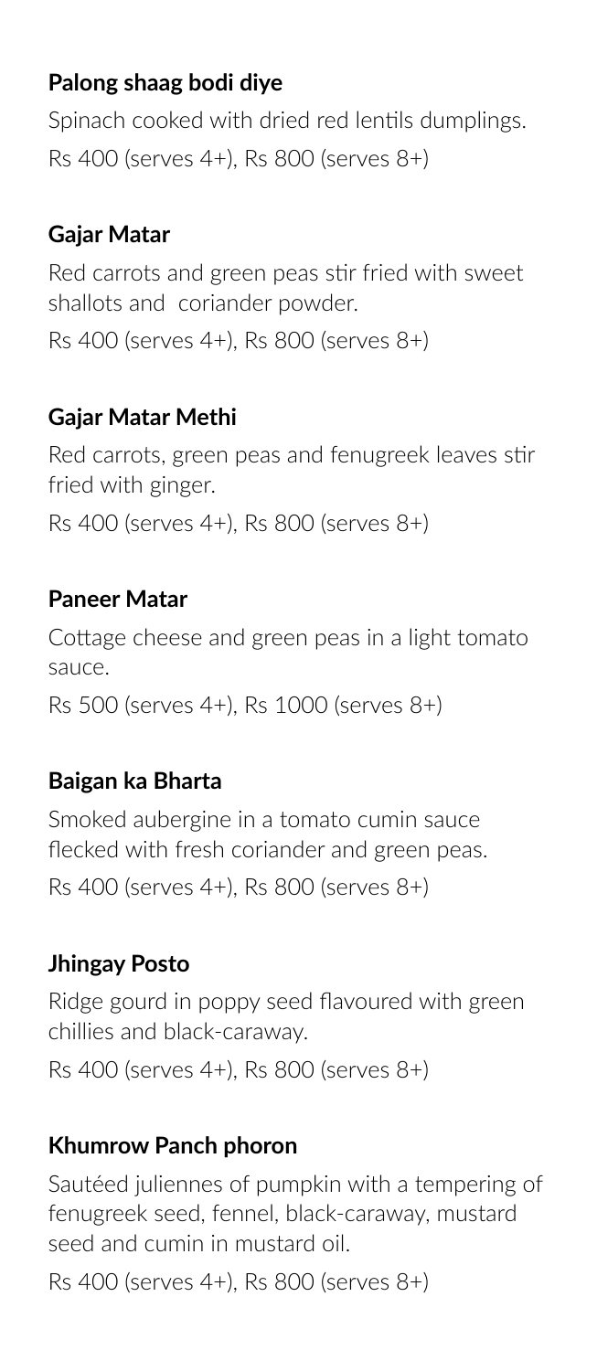**Palong shaag bodi diye**

Spinach cooked with dried red lentils dumplings.

Rs 400 (serves 4+), Rs 800 (serves 8+)

**Gajar Matar**

Red carrots and green peas stir fried with sweet shallots and coriander powder.

Rs 400 (serves 4+), Rs 800 (serves 8+)

**Gajar Matar Methi**

Red carrots, green peas and fenugreek leaves stir fried with ginger.

Rs 400 (serves 4+), Rs 800 (serves 8+)

**Paneer Matar**

Cottage cheese and green peas in a light tomato sauce.

Rs 500 (serves 4+), Rs 1000 (serves 8+)

**Baigan ka Bharta**

Smoked aubergine in a tomato cumin sauce flecked with fresh coriander and green peas.

Rs 400 (serves 4+), Rs 800 (serves 8+)

**Jhingay Posto**

Ridge gourd in poppy seed flavoured with green chillies and black-caraway.

Rs 400 (serves 4+), Rs 800 (serves 8+)

**Khumrow Panch phoron**

Sautéed juliennes of pumpkin with a tempering of fenugreek seed, fennel, black-caraway, mustard seed and cumin in mustard oil.

Rs 400 (serves 4+), Rs 800 (serves 8+)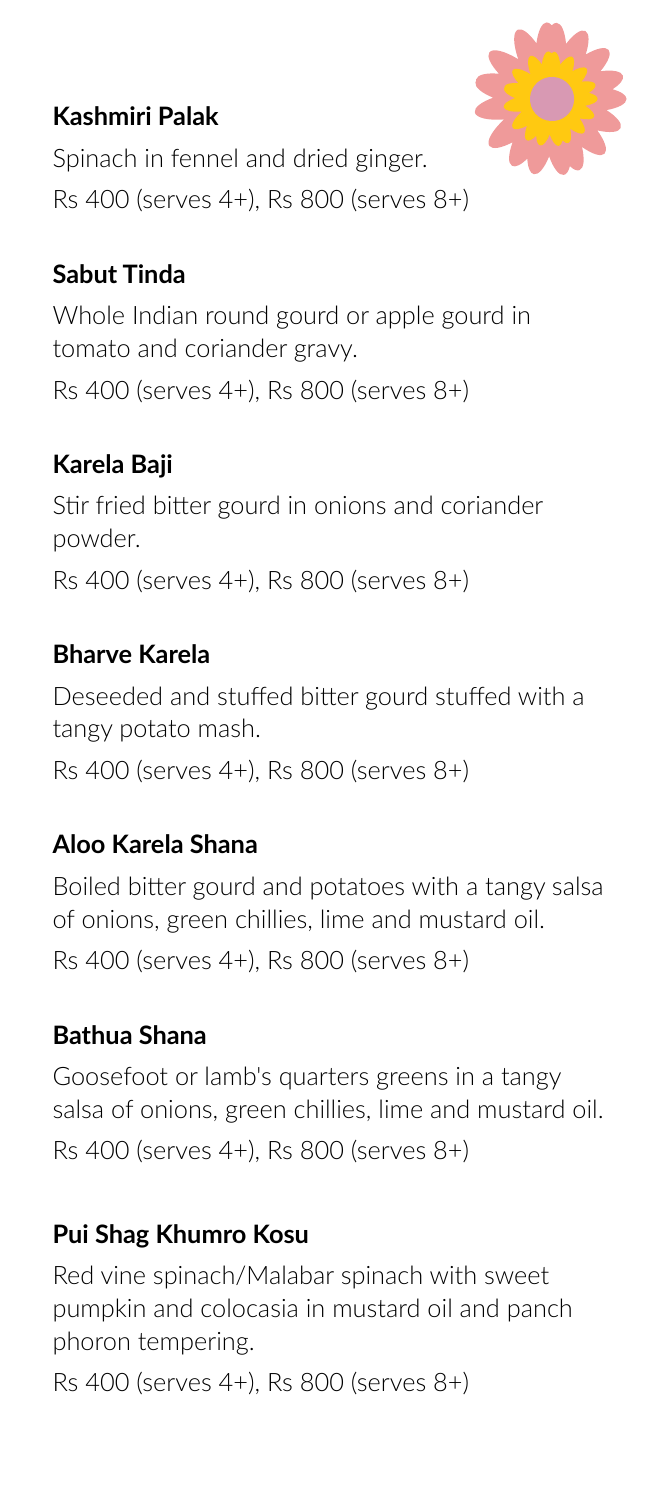### Kashmiri Palak

Spinach in fennel and dried ginger.

Rs 400 (serves 4+), Rs 800 (serves 8+)

### Sabut Tinda

Whole Indian round gourd or apple gourd in tomato and coriander gravy.

Rs 400 (serves 4+), Rs 800 (serves 8+)

### Karela Baji

Stir fried bitter gourd in onions and coriander powder.

Rs 400 (serves 4+), Rs 800 (serves 8+)

### Bharve Karela

Deseeded and stuffed bitter gourd stuffed with a tangy potato mash.

Rs 400 (serves 4+), Rs 800 (serves 8+)

### Aloo Karela Shana

Boiled bitter gourd and potatoes with a tangy salsa of onions, green chillies, lime and mustard oil.

Rs 400 (serves 4+), Rs 800 (serves 8+)

### Bathua Shana

Goosefoot or lamb's quarters greens in a tangy salsa of onions, green chillies, lime and mustard oil.

Rs 400 (serves 4+), Rs 800 (serves 8+)

### Pui Shag Khumro Kosu

Red vine spinach/Malabar spinach with sweet pumpkin and colocasia in mustard oil and panch phoron tempering.

Rs 400 (serves 4+), Rs 800 (serves 8+)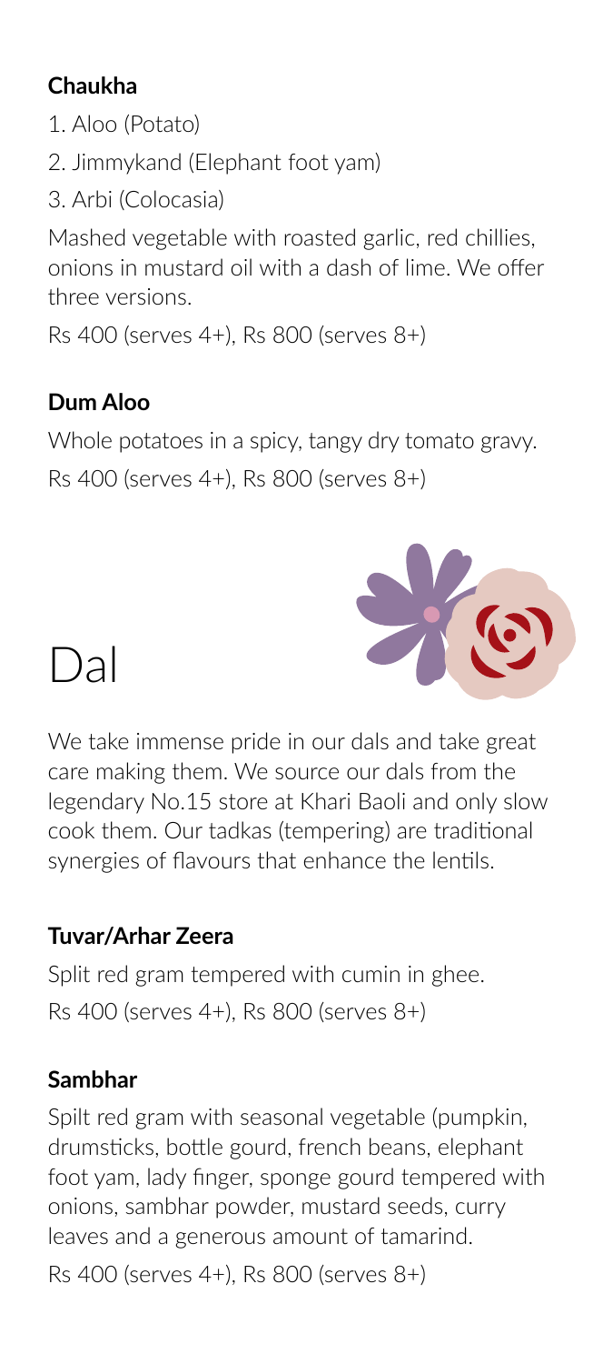### Chaukha

1. Aloo (Potato)
2. Jimmykand (Elephant foot yam)
3. Arbi (Colocasia)

Mashed vegetable with roasted garlic, red chillies, onions in mustard oil with a dash of lime. We offer three versions.

Rs 400 (serves 4+), Rs 800 (serves 8+)

### Dum Aloo

Whole potatoes in a spicy, tangy dry tomato gravy.

Rs 400 (serves 4+), Rs 800 (serves 8+)

# Dal

We take immense pride in our dals and take great care making them. We source our dals from the legendary No.15 store at Khari Baoli and only slow cook them. Our tadkas (tempering) are traditional synergies of flavours that enhance the lentils.

### Tuvar/Arhar Zeera

Split red gram tempered with cumin in ghee.

Rs 400 (serves 4+), Rs 800 (serves 8+)

### Sambhar

Spilt red gram with seasonal vegetable (pumpkin, drumsticks, bottle gourd, french beans, elephant foot yam, lady finger, sponge gourd tempered with onions, sambhar powder, mustard seeds, curry leaves and a generous amount of tamarind.

Rs 400 (serves 4+), Rs 800 (serves 8+)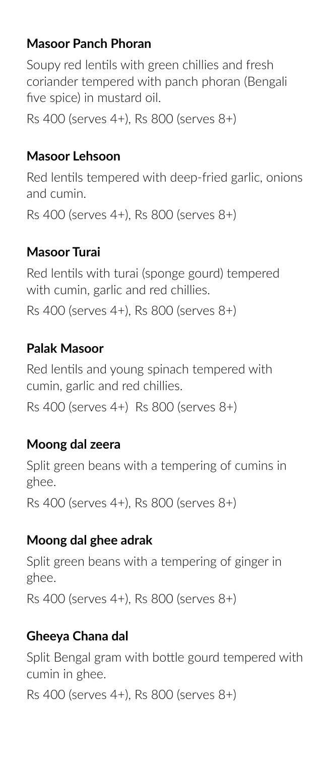**Masoor Panch Phoran**

Soupy red lentils with green chillies and fresh coriander tempered with panch phoran (Bengali five spice) in mustard oil.

Rs 400 (serves 4+), Rs 800 (serves 8+)

**Masoor Lehsoon**

Red lentils tempered with deep-fried garlic, onions and cumin.

Rs 400 (serves 4+), Rs 800 (serves 8+)

**Masoor Turai**

Red lentils with turai (sponge gourd) tempered with cumin, garlic and red chillies.

Rs 400 (serves 4+), Rs 800 (serves 8+)

**Palak Masoor**

Red lentils and young spinach tempered with cumin, garlic and red chillies.

Rs 400 (serves 4+)  Rs 800 (serves 8+)

**Moong dal zeera**

Split green beans with a tempering of cumins in ghee.

Rs 400 (serves 4+), Rs 800 (serves 8+)

**Moong dal ghee adrak**

Split green beans with a tempering of ginger in ghee.

Rs 400 (serves 4+), Rs 800 (serves 8+)

**Gheeya Chana dal**

Split Bengal gram with bottle gourd tempered with cumin in ghee.

Rs 400 (serves 4+), Rs 800 (serves 8+)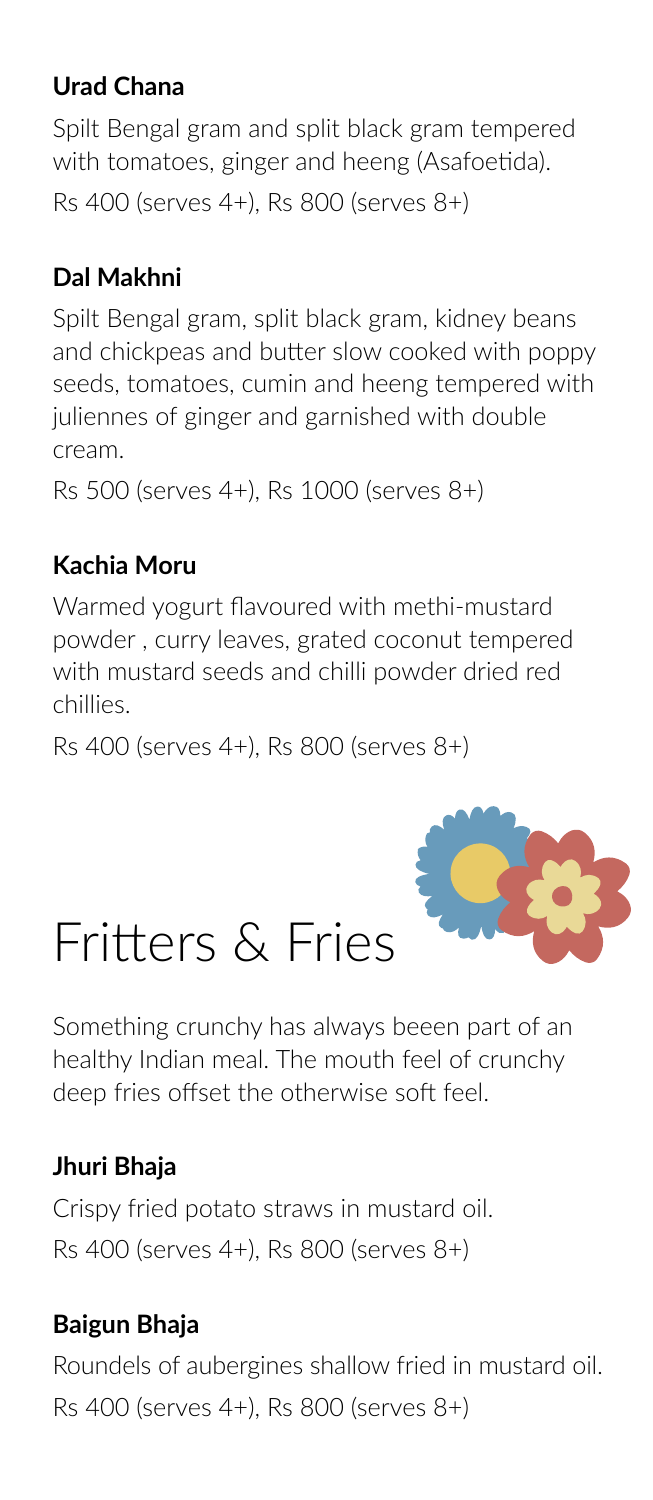### Urad Chana

Spilt Bengal gram and split black gram tempered with tomatoes, ginger and heeng (Asafoetida).

Rs 400 (serves 4+), Rs 800 (serves 8+)

### Dal Makhni

Spilt Bengal gram, split black gram, kidney beans and chickpeas and butter slow cooked with poppy seeds, tomatoes, cumin and heeng tempered with juliennes of ginger and garnished with double cream.

Rs 500 (serves 4+), Rs 1000 (serves 8+)

### Kachia Moru

Warmed yogurt flavoured with methi-mustard powder , curry leaves, grated coconut tempered with mustard seeds and chilli powder dried red chillies.

Rs 400 (serves 4+), Rs 800 (serves 8+)

# Fritters & Fries

Something crunchy has always beeen part of an healthy Indian meal. The mouth feel of crunchy deep fries offset the otherwise soft feel.

### Jhuri Bhaja

Crispy fried potato straws in mustard oil.

Rs 400 (serves 4+), Rs 800 (serves 8+)

### Baigun Bhaja

Roundels of aubergines shallow fried in mustard oil.

Rs 400 (serves 4+), Rs 800 (serves 8+)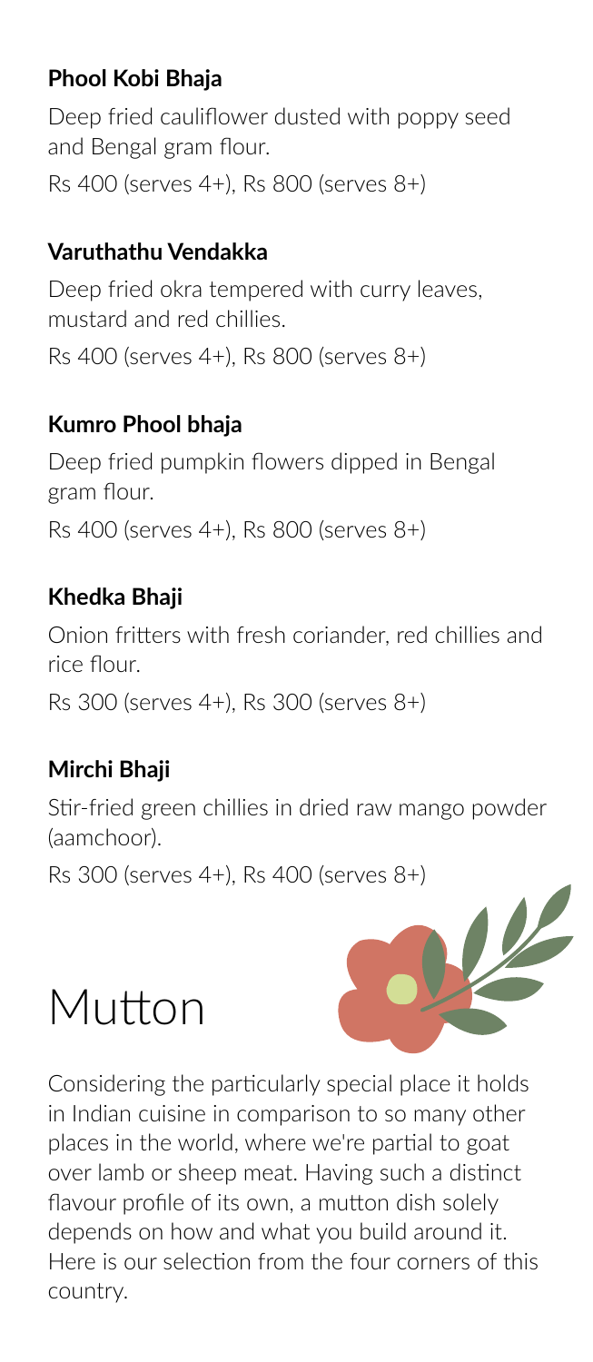### Phool Kobi Bhaja

Deep fried cauliflower dusted with poppy seed and Bengal gram flour.

Rs 400 (serves 4+), Rs 800 (serves 8+)

### Varuthathu Vendakka

Deep fried okra tempered with curry leaves, mustard and red chillies.

Rs 400 (serves 4+), Rs 800 (serves 8+)

### Kumro Phool bhaja

Deep fried pumpkin flowers dipped in Bengal gram flour.

Rs 400 (serves 4+), Rs 800 (serves 8+)

### Khedka Bhaji

Onion fritters with fresh coriander, red chillies and rice flour.

Rs 300 (serves 4+), Rs 300 (serves 8+)

### Mirchi Bhaji

Stir-fried green chillies in dried raw mango powder (aamchoor).

Rs 300 (serves 4+), Rs 400 (serves 8+)

# Mutton

Considering the particularly special place it holds in Indian cuisine in comparison to so many other places in the world, where we're partial to goat over lamb or sheep meat. Having such a distinct flavour profile of its own, a mutton dish solely depends on how and what you build around it. Here is our selection from the four corners of this country.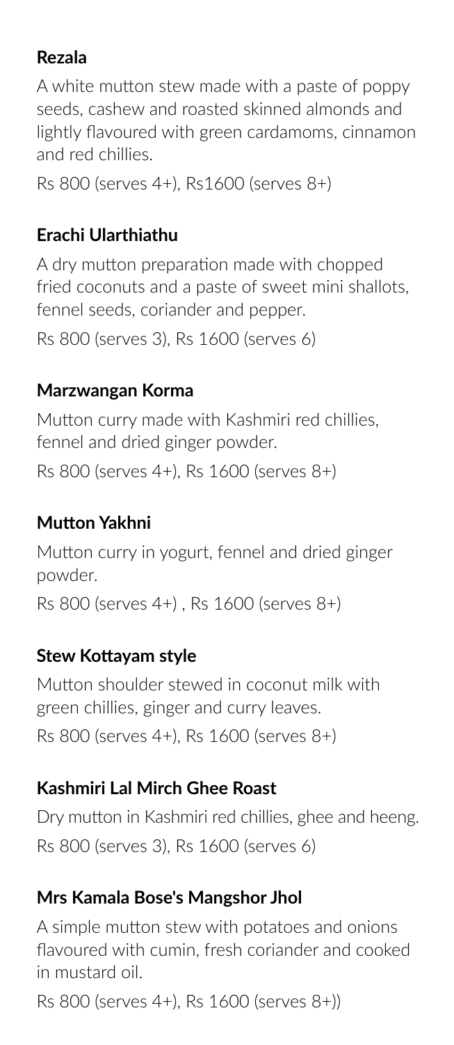### Rezala

A white mutton stew made with a paste of poppy seeds, cashew and roasted skinned almonds and lightly flavoured with green cardamoms, cinnamon and red chillies.

Rs 800 (serves 4+), Rs1600 (serves 8+)

### Erachi Ularthiathu

A dry mutton preparation made with chopped fried coconuts and a paste of sweet mini shallots, fennel seeds, coriander and pepper.

Rs 800 (serves 3), Rs 1600 (serves 6)

### Marzwangan Korma

Mutton curry made with Kashmiri red chillies, fennel and dried ginger powder.

Rs 800 (serves 4+), Rs 1600 (serves 8+)

### Mutton Yakhni

Mutton curry in yogurt, fennel and dried ginger powder.

Rs 800 (serves 4+) , Rs 1600 (serves 8+)

### Stew Kottayam style

Mutton shoulder stewed in coconut milk with green chillies, ginger and curry leaves.

Rs 800 (serves 4+), Rs 1600 (serves 8+)

### Kashmiri Lal Mirch Ghee Roast

Dry mutton in Kashmiri red chillies, ghee and heeng.

Rs 800 (serves 3), Rs 1600 (serves 6)

### Mrs Kamala Bose's Mangshor Jhol

A simple mutton stew with potatoes and onions flavoured with cumin, fresh coriander and cooked in mustard oil.

Rs 800 (serves 4+), Rs 1600 (serves 8+))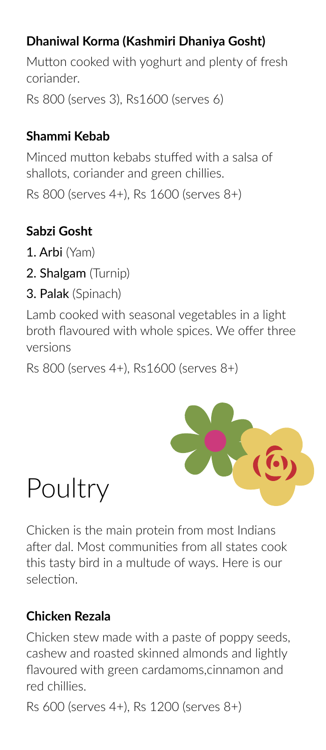### Dhaniwal Korma (Kashmiri Dhaniya Gosht)

Mutton cooked with yoghurt and plenty of fresh coriander.

Rs 800 (serves 3), Rs1600 (serves 6)

### Shammi Kebab

Minced mutton kebabs stuffed with a salsa of shallots, coriander and green chillies.

Rs 800 (serves 4+), Rs 1600 (serves 8+)

### Sabzi Gosht

1. **Arbi** (Yam)
2. **Shalgam** (Turnip)
3. **Palak** (Spinach)

Lamb cooked with seasonal vegetables in a light broth flavoured with whole spices. We offer three versions

Rs 800 (serves 4+), Rs1600 (serves 8+)

# Poultry

Chicken is the main protein from most Indians after dal. Most communities from all states cook this tasty bird in a multude of ways. Here is our selection.

### Chicken Rezala

Chicken stew made with a paste of poppy seeds, cashew and roasted skinned almonds and lightly flavoured with green cardamoms,cinnamon and red chillies.

Rs 600 (serves 4+), Rs 1200 (serves 8+)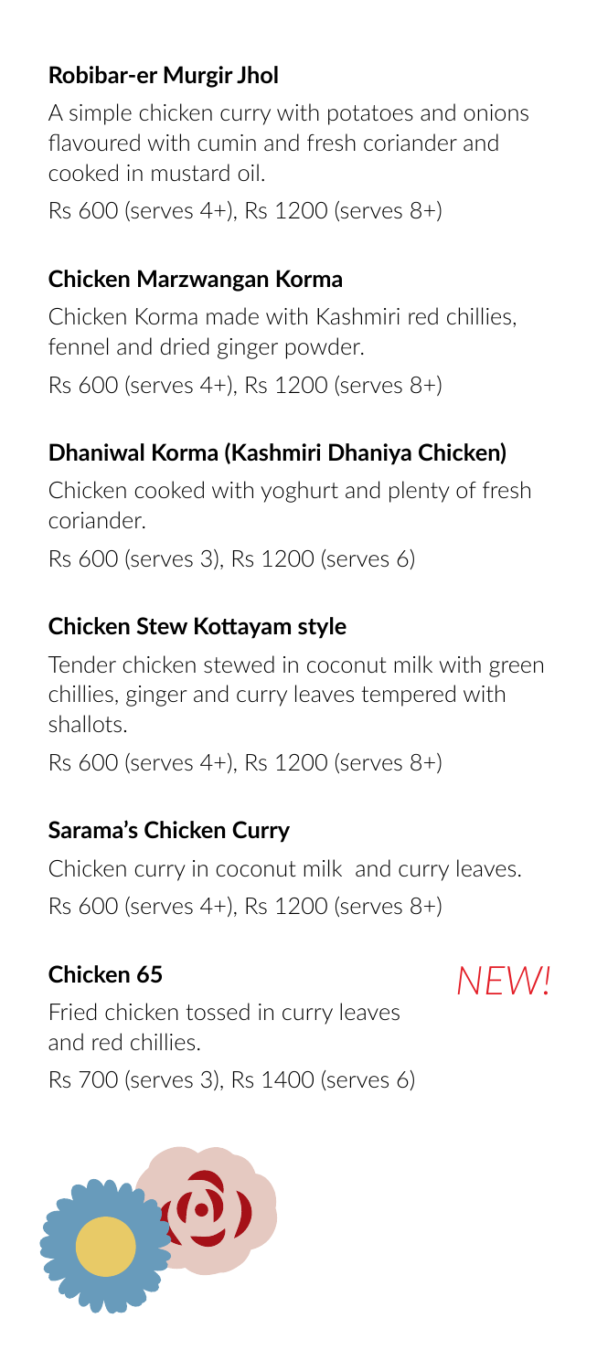### Robibar-er Murgir Jhol

A simple chicken curry with potatoes and onions flavoured with cumin and fresh coriander and cooked in mustard oil.

Rs 600 (serves 4+), Rs 1200 (serves 8+)

### Chicken Marzwangan Korma

Chicken Korma made with Kashmiri red chillies, fennel and dried ginger powder.

Rs 600 (serves 4+), Rs 1200 (serves 8+)

### Dhaniwal Korma (Kashmiri Dhaniya Chicken)

Chicken cooked with yoghurt and plenty of fresh coriander.

Rs 600 (serves 3), Rs 1200 (serves 6)

### Chicken Stew Kottayam style

Tender chicken stewed in coconut milk with green chillies, ginger and curry leaves tempered with shallots.

Rs 600 (serves 4+), Rs 1200 (serves 8+)

### Sarama's Chicken Curry

Chicken curry in coconut milk and curry leaves.

Rs 600 (serves 4+), Rs 1200 (serves 8+)

### Chicken 65 *NEW!*

Fried chicken tossed in curry leaves and red chillies.

Rs 700 (serves 3), Rs 1400 (serves 6)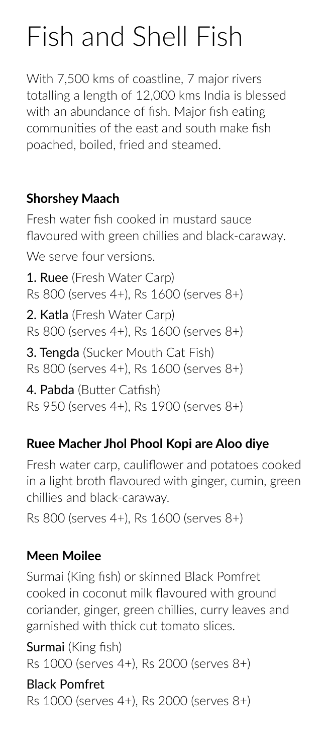# Fish and Shell Fish

With 7,500 kms of coastline, 7 major rivers totalling a length of 12,000 kms India is blessed with an abundance of fish. Major fish eating communities of the east and south make fish poached, boiled, fried and steamed.

### Shorshey Maach

Fresh water fish cooked in mustard sauce flavoured with green chillies and black-caraway.

We serve four versions.

**1. Ruee** (Fresh Water Carp)
Rs 800 (serves 4+), Rs 1600 (serves 8+)

**2. Katla** (Fresh Water Carp)
Rs 800 (serves 4+), Rs 1600 (serves 8+)

**3. Tengda** (Sucker Mouth Cat Fish)
Rs 800 (serves 4+), Rs 1600 (serves 8+)

**4. Pabda** (Butter Catfish)
Rs 950 (serves 4+), Rs 1900 (serves 8+)

### Ruee Macher Jhol Phool Kopi are Aloo diye

Fresh water carp, cauliflower and potatoes cooked in a light broth flavoured with ginger, cumin, green chillies and black-caraway.

Rs 800 (serves 4+), Rs 1600 (serves 8+)

### Meen Moilee

Surmai (King fish) or skinned Black Pomfret cooked in coconut milk flavoured with ground coriander, ginger, green chillies, curry leaves and garnished with thick cut tomato slices.

**Surmai** (King fish)
Rs 1000 (serves 4+), Rs 2000 (serves 8+)

**Black Pomfret**
Rs 1000 (serves 4+), Rs 2000 (serves 8+)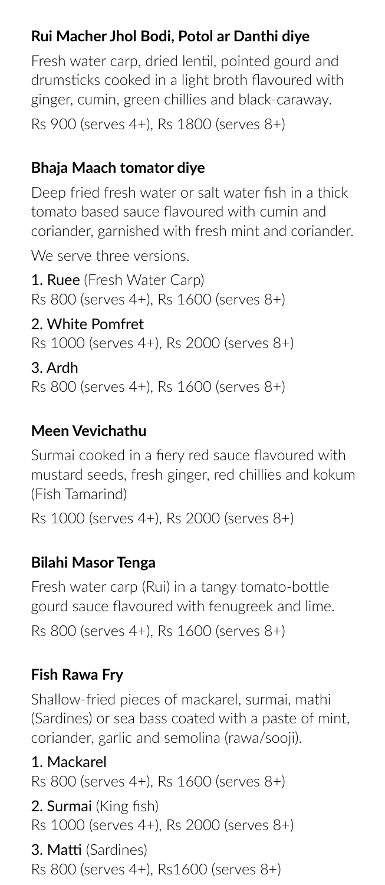### Rui Macher Jhol Bodi, Potol ar Danthi diye

Fresh water carp, dried lentil, pointed gourd and drumsticks cooked in a light broth flavoured with ginger, cumin, green chillies and black-caraway.

Rs 900 (serves 4+), Rs 1800 (serves 8+)

### Bhaja Maach tomator diye

Deep fried fresh water or salt water fish in a thick tomato based sauce flavoured with cumin and coriander, garnished with fresh mint and coriander.

We serve three versions.

1. Ruee (Fresh Water Carp)
Rs 800 (serves 4+), Rs 1600 (serves 8+)

2. White Pomfret
Rs 1000 (serves 4+), Rs 2000 (serves 8+)

3. Ardh
Rs 800 (serves 4+), Rs 1600 (serves 8+)

### Meen Vevichathu

Surmai cooked in a fiery red sauce flavoured with mustard seeds, fresh ginger, red chillies and kokum (Fish Tamarind)

Rs 1000 (serves 4+), Rs 2000 (serves 8+)

### Bilahi Masor Tenga

Fresh water carp (Rui) in a tangy tomato-bottle gourd sauce flavoured with fenugreek and lime.

Rs 800 (serves 4+), Rs 1600 (serves 8+)

### Fish Rawa Fry

Shallow-fried pieces of mackarel, surmai, mathi (Sardines) or sea bass coated with a paste of mint, coriander, garlic and semolina (rawa/sooji).

1. Mackarel
Rs 800 (serves 4+), Rs 1600 (serves 8+)

2. Surmai (King fish)
Rs 1000 (serves 4+), Rs 2000 (serves 8+)

3. Matti (Sardines)
Rs 800 (serves 4+), Rs1600 (serves 8+)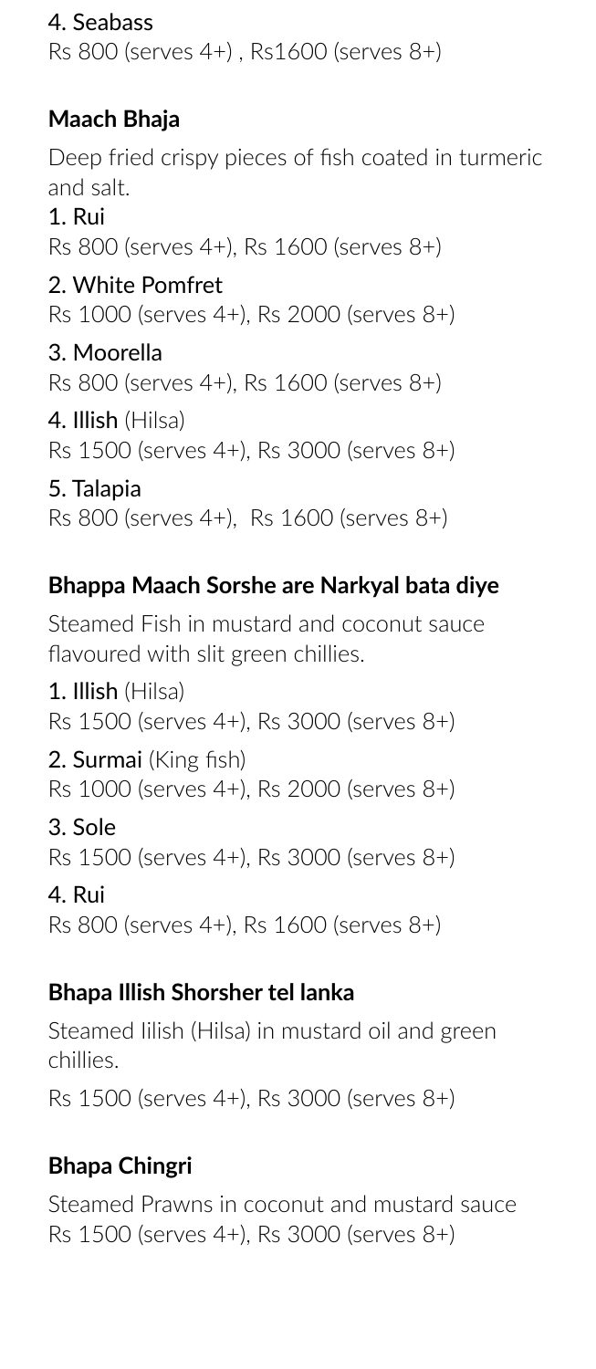4. Seabass

Rs 800 (serves 4+) , Rs1600 (serves 8+)

### Maach Bhaja

Deep fried crispy pieces of fish coated in turmeric and salt.

1. Rui

Rs 800 (serves 4+), Rs 1600 (serves 8+)

2. White Pomfret

Rs 1000 (serves 4+), Rs 2000 (serves 8+)

3. Moorella

Rs 800 (serves 4+), Rs 1600 (serves 8+)

4. **Illish** (Hilsa)

Rs 1500 (serves 4+), Rs 3000 (serves 8+)

5. Talapia

Rs 800 (serves 4+),  Rs 1600 (serves 8+)

### Bhappa Maach Sorshe are Narkyal bata diye

Steamed Fish in mustard and coconut sauce flavoured with slit green chillies.

1. **Illish** (Hilsa)

Rs 1500 (serves 4+), Rs 3000 (serves 8+)

2. **Surmai** (King fish)

Rs 1000 (serves 4+), Rs 2000 (serves 8+)

3. Sole

Rs 1500 (serves 4+), Rs 3000 (serves 8+)

4. Rui

Rs 800 (serves 4+), Rs 1600 (serves 8+)

### Bhapa Illish Shorsher tel lanka

Steamed Iilish (Hilsa) in mustard oil and green chillies.

Rs 1500 (serves 4+), Rs 3000 (serves 8+)

### Bhapa Chingri

Steamed Prawns in coconut and mustard sauce

Rs 1500 (serves 4+), Rs 3000 (serves 8+)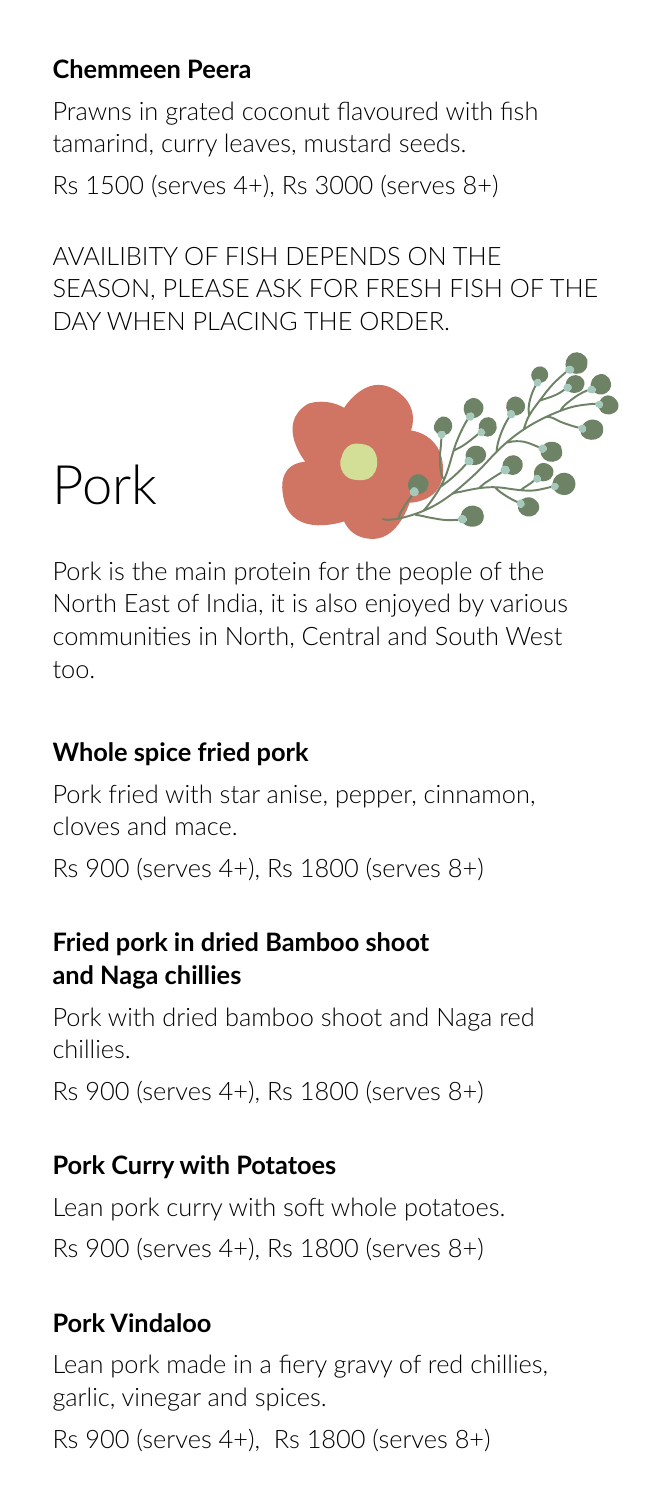### Chemmeen Peera

Prawns in grated coconut flavoured with fish tamarind, curry leaves, mustard seeds.

Rs 1500 (serves 4+), Rs 3000 (serves 8+)

AVAILIBITY OF FISH DEPENDS ON THE SEASON, PLEASE ASK FOR FRESH FISH OF THE DAY WHEN PLACING THE ORDER.

# Pork

Pork is the main protein for the people of the North East of India, it is also enjoyed by various communities in North, Central and South West too.

### Whole spice fried pork

Pork fried with star anise, pepper, cinnamon, cloves and mace.

Rs 900 (serves 4+), Rs 1800 (serves 8+)

### Fried pork in dried Bamboo shoot and Naga chillies

Pork with dried bamboo shoot and Naga red chillies.

Rs 900 (serves 4+), Rs 1800 (serves 8+)

### Pork Curry with Potatoes

Lean pork curry with soft whole potatoes.

Rs 900 (serves 4+), Rs 1800 (serves 8+)

### Pork Vindaloo

Lean pork made in a fiery gravy of red chillies, garlic, vinegar and spices.

Rs 900 (serves 4+), Rs 1800 (serves 8+)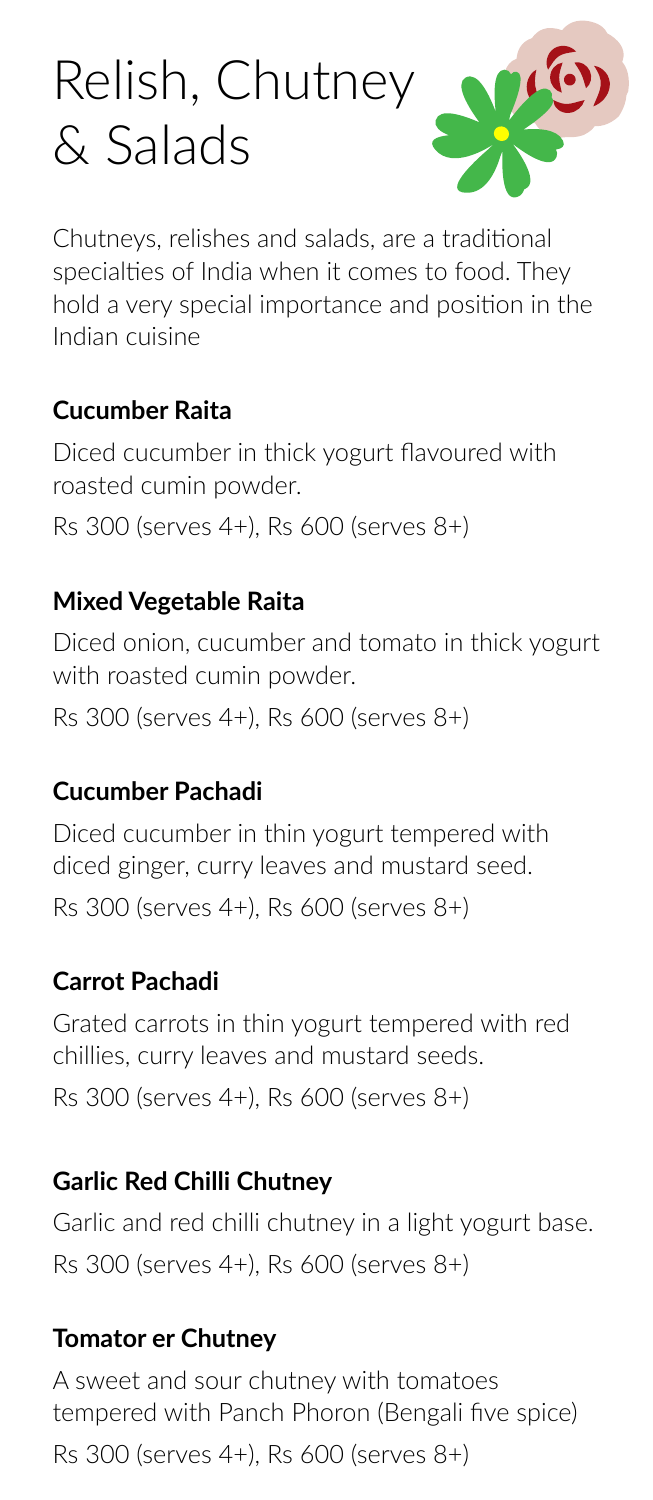# Relish, Chutney & Salads

Chutneys, relishes and salads, are a traditional specialties of India when it comes to food. They hold a very special importance and position in the Indian cuisine

### Cucumber Raita

Diced cucumber in thick yogurt flavoured with roasted cumin powder.

Rs 300 (serves 4+), Rs 600 (serves 8+)

### Mixed Vegetable Raita

Diced onion, cucumber and tomato in thick yogurt with roasted cumin powder.

Rs 300 (serves 4+), Rs 600 (serves 8+)

### Cucumber Pachadi

Diced cucumber in thin yogurt tempered with diced ginger, curry leaves and mustard seed.

Rs 300 (serves 4+), Rs 600 (serves 8+)

### Carrot Pachadi

Grated carrots in thin yogurt tempered with red chillies, curry leaves and mustard seeds.

Rs 300 (serves 4+), Rs 600 (serves 8+)

### Garlic Red Chilli Chutney

Garlic and red chilli chutney in a light yogurt base.

Rs 300 (serves 4+), Rs 600 (serves 8+)

### Tomator er Chutney

A sweet and sour chutney with tomatoes tempered with Panch Phoron (Bengali five spice)

Rs 300 (serves 4+), Rs 600 (serves 8+)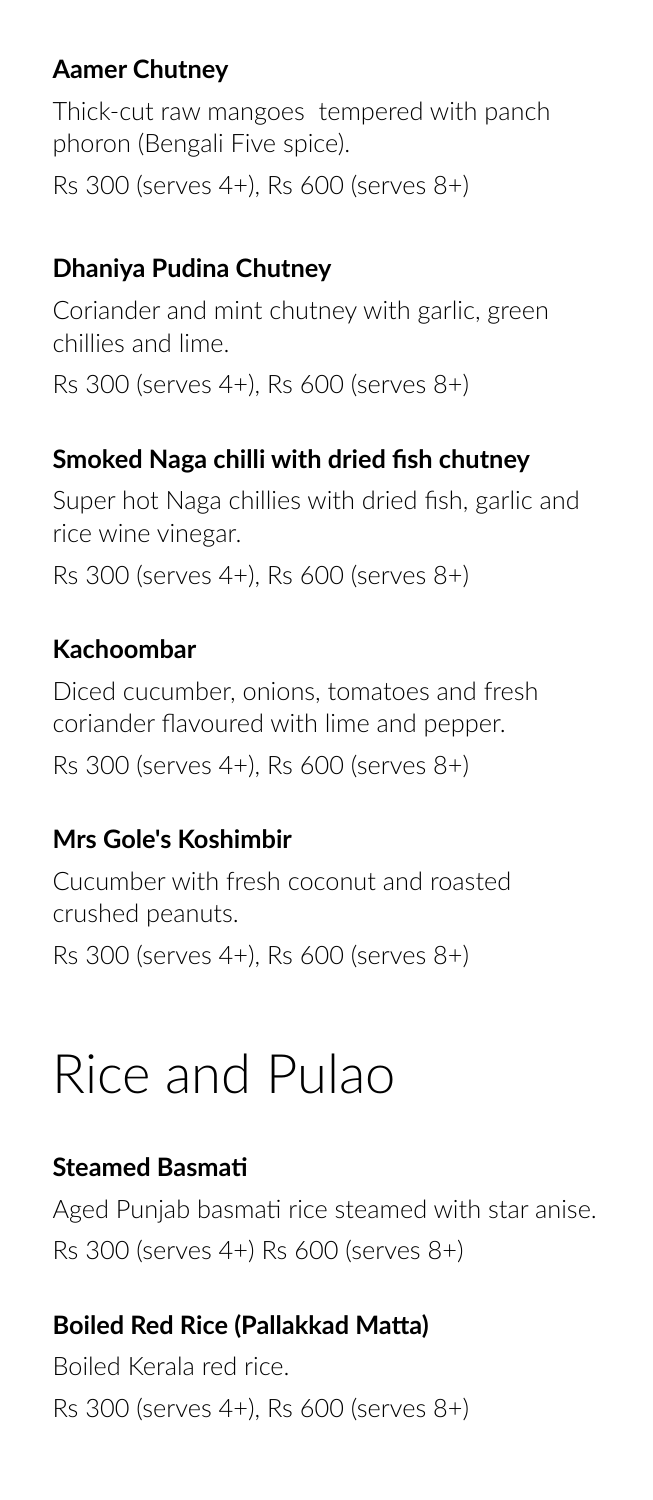### Aamer Chutney

Thick-cut raw mangoes  tempered with panch phoron (Bengali Five spice).

Rs 300 (serves 4+), Rs 600 (serves 8+)

### Dhaniya Pudina Chutney

Coriander and mint chutney with garlic, green chillies and lime.

Rs 300 (serves 4+), Rs 600 (serves 8+)

### Smoked Naga chilli with dried fish chutney

Super hot Naga chillies with dried fish, garlic and rice wine vinegar.

Rs 300 (serves 4+), Rs 600 (serves 8+)

### Kachoombar

Diced cucumber, onions, tomatoes and fresh coriander flavoured with lime and pepper.

Rs 300 (serves 4+), Rs 600 (serves 8+)

### Mrs Gole's Koshimbir

Cucumber with fresh coconut and roasted crushed peanuts.

Rs 300 (serves 4+), Rs 600 (serves 8+)

# Rice and Pulao

### Steamed Basmati

Aged Punjab basmati rice steamed with star anise.

Rs 300 (serves 4+) Rs 600 (serves 8+)

### Boiled Red Rice (Pallakkad Matta)

Boiled Kerala red rice.

Rs 300 (serves 4+), Rs 600 (serves 8+)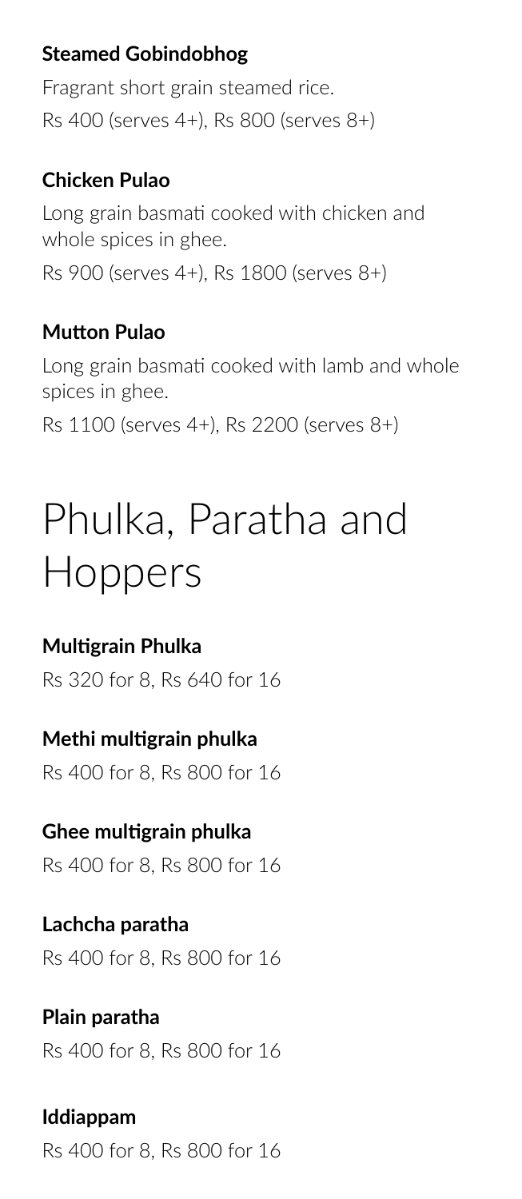**Steamed Gobindobhog**

Fragrant short grain steamed rice.

Rs 400 (serves 4+), Rs 800 (serves 8+)

**Chicken Pulao**

Long grain basmati cooked with chicken and whole spices in ghee.

Rs 900 (serves 4+), Rs 1800 (serves 8+)

**Mutton Pulao**

Long grain basmati cooked with lamb and whole spices in ghee.

Rs 1100 (serves 4+), Rs 2200 (serves 8+)

# Phulka, Paratha and Hoppers

**Multigrain Phulka**

Rs 320 for 8, Rs 640 for 16

**Methi multigrain phulka**

Rs 400 for 8, Rs 800 for 16

**Ghee multigrain phulka**

Rs 400 for 8, Rs 800 for 16

**Lachcha paratha**

Rs 400 for 8, Rs 800 for 16

**Plain paratha**

Rs 400 for 8, Rs 800 for 16

**Iddiappam**

Rs 400 for 8, Rs 800 for 16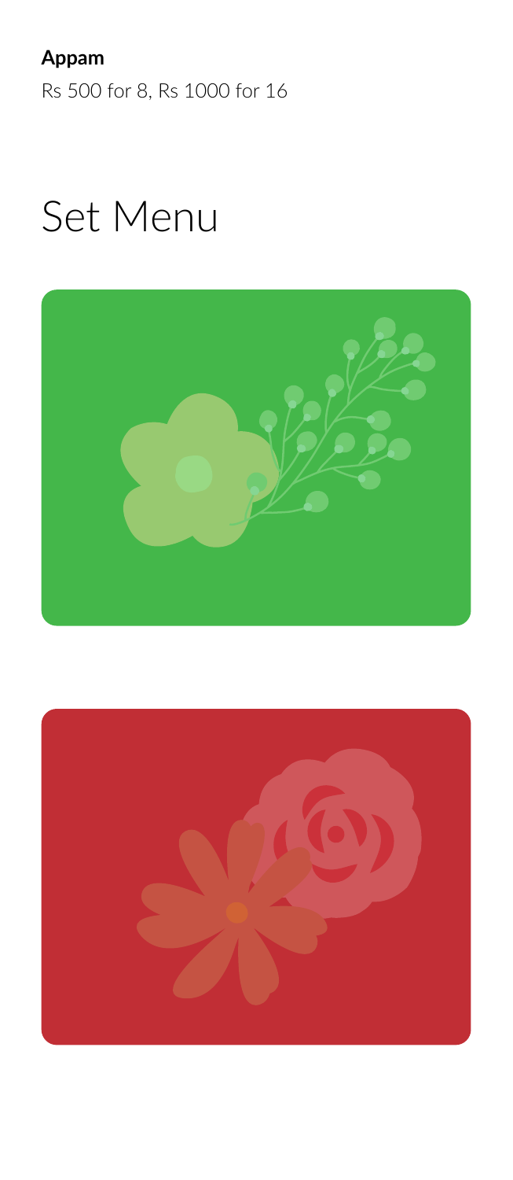**Appam**

Rs 500 for 8, Rs 1000 for 16

# Set Menu